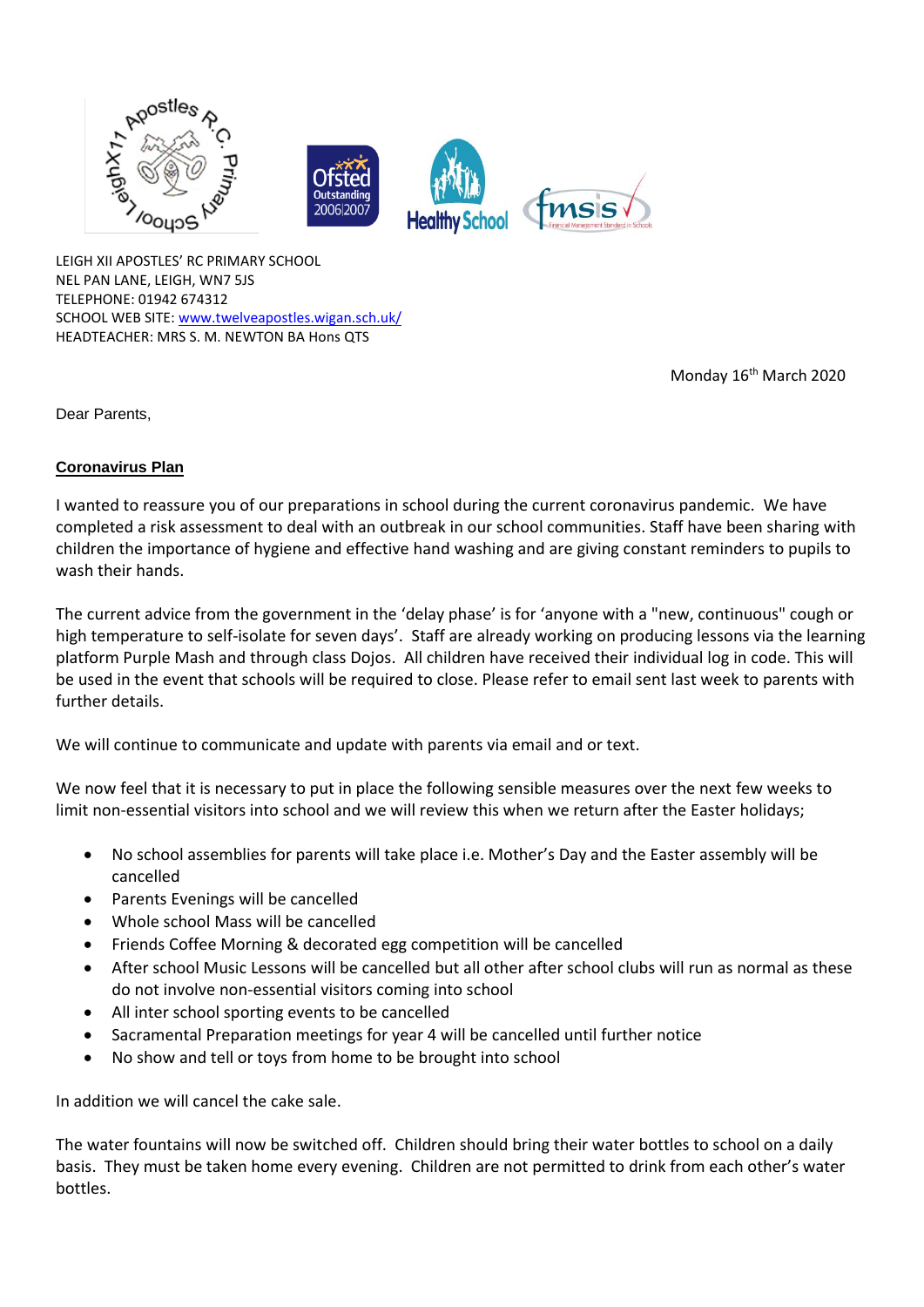LEIGH XII APOSTLES' RC PRIMARY SCHOOL
NEL PAN LANE, LEIGH, WN7 5JS
TELEPHONE: 01942 674312
SCHOOL WEB SITE: [www.twelveapostles.wigan.sch.uk/](http://www.twelveapostles.wigan.sch.uk/)
HEADTEACHER: MRS S. M. NEWTON BA Hons QTS

Monday 16th March 2020

Dear Parents,

**Coronavirus Plan**

I wanted to reassure you of our preparations in school during the current coronavirus pandemic. We have completed a risk assessment to deal with an outbreak in our school communities. Staff have been sharing with children the importance of hygiene and effective hand washing and are giving constant reminders to pupils to wash their hands.

The current advice from the government in the 'delay phase' is for 'anyone with a "new, continuous" cough or high temperature to self-isolate for seven days'. Staff are already working on producing lessons via the learning platform Purple Mash and through class Dojos. All children have received their individual log in code. This will be used in the event that schools will be required to close. Please refer to email sent last week to parents with further details.

We will continue to communicate and update with parents via email and or text.

We now feel that it is necessary to put in place the following sensible measures over the next few weeks to limit non-essential visitors into school and we will review this when we return after the Easter holidays;

- No school assemblies for parents will take place i.e. Mother's Day and the Easter assembly will be cancelled
- Parents Evenings will be cancelled
- Whole school Mass will be cancelled
- Friends Coffee Morning & decorated egg competition will be cancelled
- After school Music Lessons will be cancelled but all other after school clubs will run as normal as these do not involve non-essential visitors coming into school
- All inter school sporting events to be cancelled
- Sacramental Preparation meetings for year 4 will be cancelled until further notice
- No show and tell or toys from home to be brought into school

In addition we will cancel the cake sale.

The water fountains will now be switched off. Children should bring their water bottles to school on a daily basis. They must be taken home every evening. Children are not permitted to drink from each other's water bottles.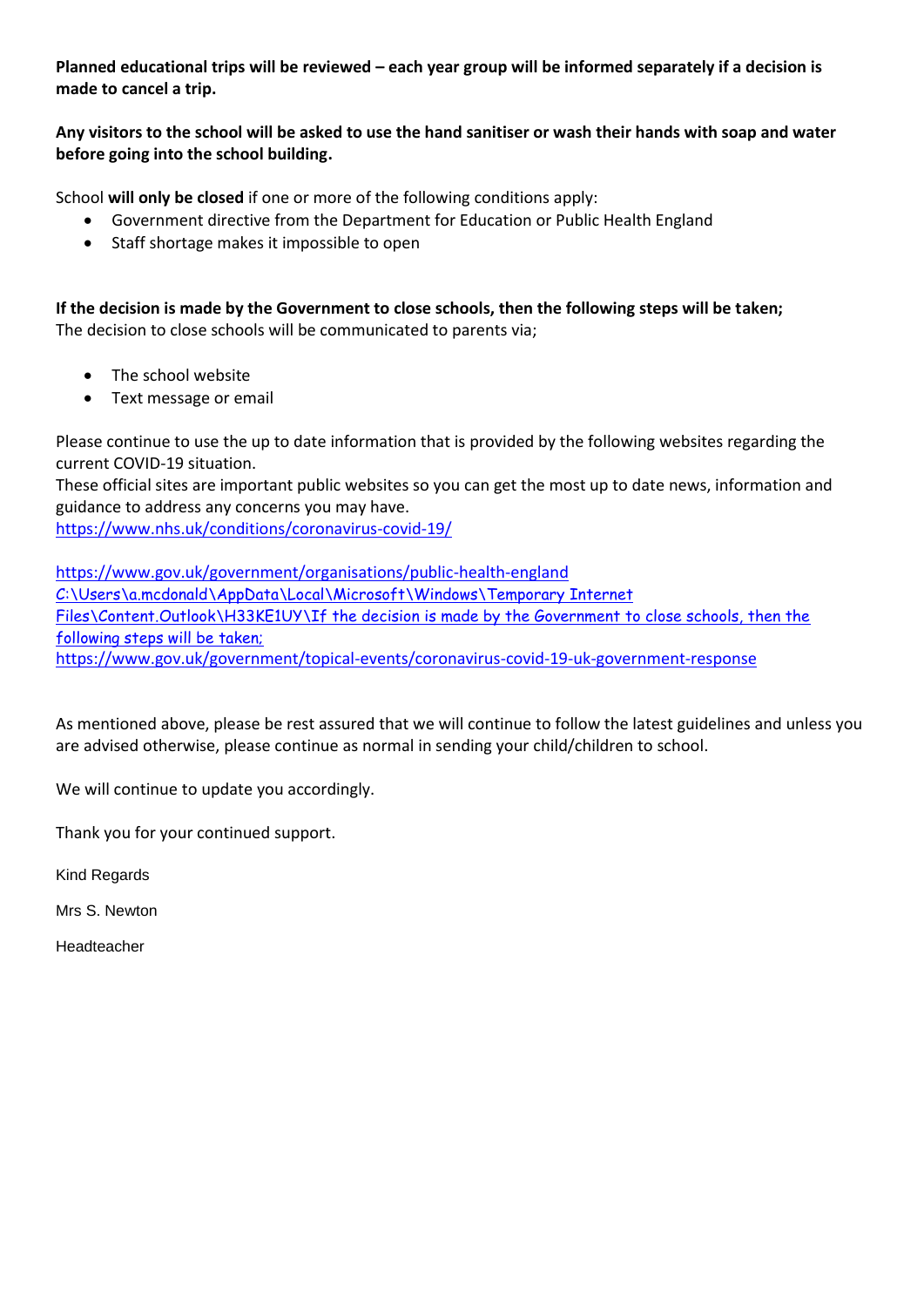**Planned educational trips will be reviewed – each year group will be informed separately if a decision is made to cancel a trip.**

**Any visitors to the school will be asked to use the hand sanitiser or wash their hands with soap and water before going into the school building.**

School **will only be closed** if one or more of the following conditions apply:

- Government directive from the Department for Education or Public Health England
- Staff shortage makes it impossible to open

**If the decision is made by the Government to close schools, then the following steps will be taken;**
The decision to close schools will be communicated to parents via;

- The school website
- Text message or email

Please continue to use the up to date information that is provided by the following websites regarding the current COVID-19 situation.
These official sites are important public websites so you can get the most up to date news, information and guidance to address any concerns you may have.
https://www.nhs.uk/conditions/coronavirus-covid-19/

https://www.gov.uk/government/organisations/public-health-england
C:\Users\a.mcdonald\AppData\Local\Microsoft\Windows\Temporary Internet Files\Content.Outlook\H33KE1UY\If the decision is made by the Government to close schools, then the following steps will be taken;
https://www.gov.uk/government/topical-events/coronavirus-covid-19-uk-government-response

As mentioned above, please be rest assured that we will continue to follow the latest guidelines and unless you are advised otherwise, please continue as normal in sending your child/children to school.

We will continue to update you accordingly.

Thank you for your continued support.

Kind Regards

Mrs S. Newton

Headteacher